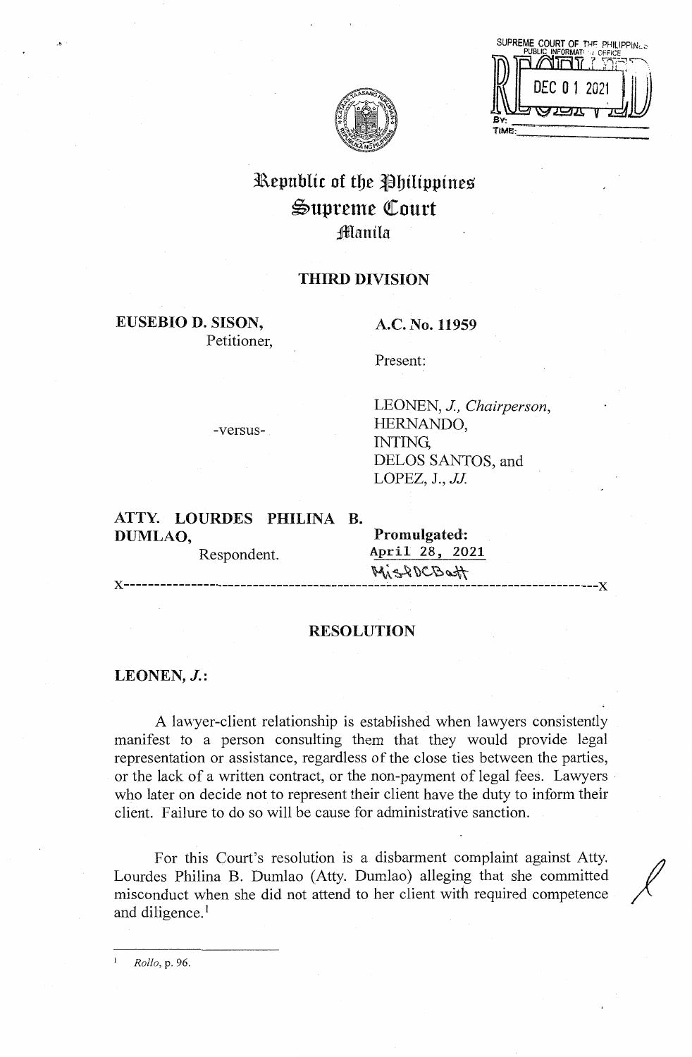SUPREME COURT OF THE PHILIPPINES
PUBLIC INFORMATION OFFICE
DEC 01 2021
BY:
TIME:

# Republic of the Philippines
# Supreme Court
# Manila

## THIRD DIVISION

**EUSEBIO D. SISON,**
Petitioner,

-versus-

**ATTY. LOURDES PHILINA B. DUMLAO,**
Respondent.

**A.C. No. 11959**

Present:

LEONEN, *J., Chairperson,*
HERNANDO,
INTING,
DELOS SANTOS, and
LOPEZ, J., *JJ.*

**Promulgated:**
April 28, 2021
MisDCBatt

x-----------------------------------------------------------------------------------x

## RESOLUTION

**LEONEN, *J.*:**

A lawyer-client relationship is established when lawyers consistently manifest to a person consulting them that they would provide legal representation or assistance, regardless of the close ties between the parties, or the lack of a written contract, or the non-payment of legal fees. Lawyers who later on decide not to represent their client have the duty to inform their client. Failure to do so will be cause for administrative sanction.

For this Court's resolution is a disbarment complaint against Atty. Lourdes Philina B. Dumlao (Atty. Dumlao) alleging that she committed misconduct when she did not attend to her client with required competence and diligence.[1]

---

[1] *Rollo*, p. 96.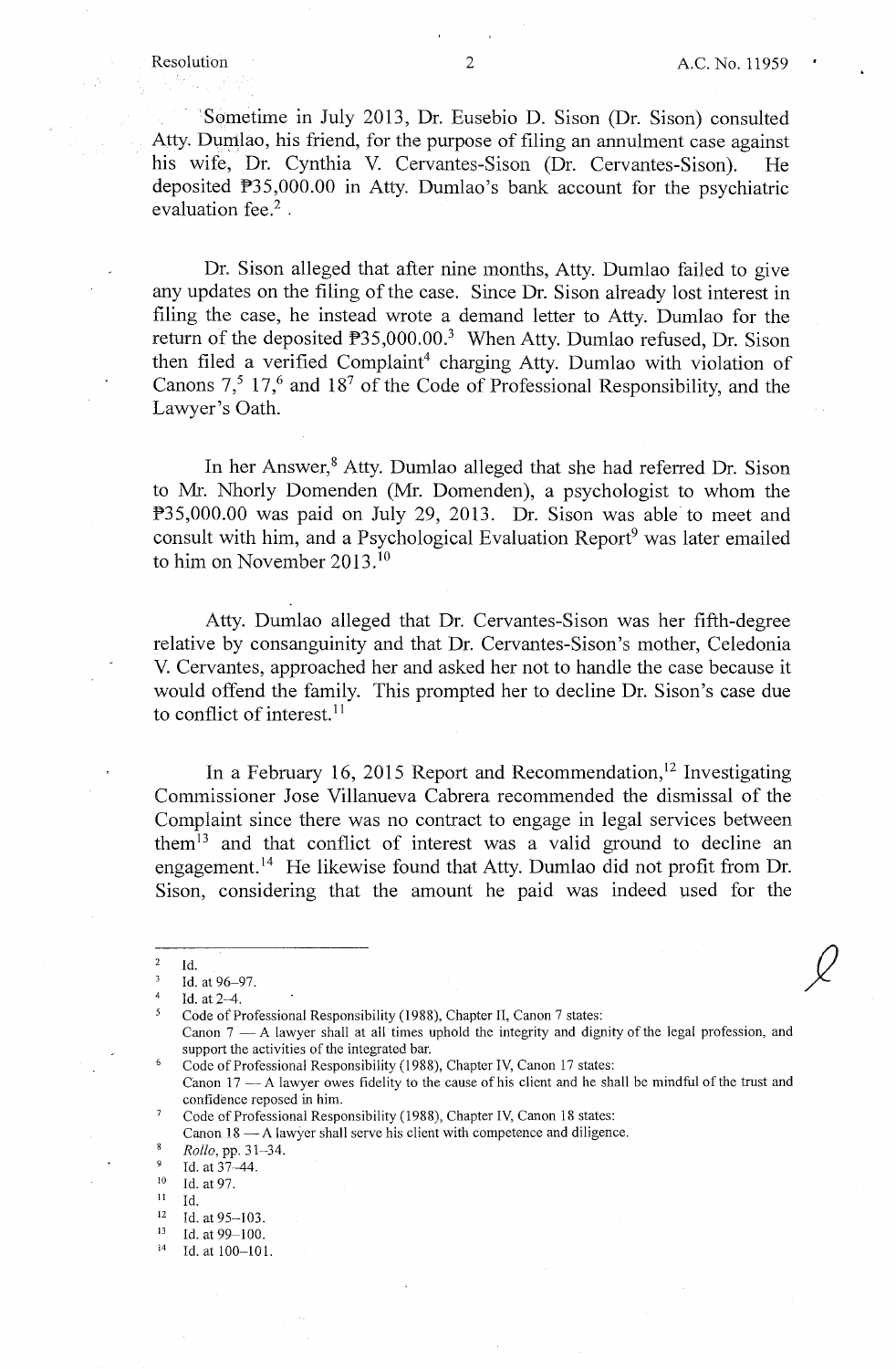Sometime in July 2013, Dr. Eusebio D. Sison (Dr. Sison) consulted Atty. Dumlao, his friend, for the purpose of filing an annulment case against his wife, Dr. Cynthia V. Cervantes-Sison (Dr. Cervantes-Sison). He deposited ₱35,000.00 in Atty. Dumlao's bank account for the psychiatric evaluation fee.[2]

Dr. Sison alleged that after nine months, Atty. Dumlao failed to give any updates on the filing of the case. Since Dr. Sison already lost interest in filing the case, he instead wrote a demand letter to Atty. Dumlao for the return of the deposited ₱35,000.00.[3] When Atty. Dumlao refused, Dr. Sison then filed a verified Complaint[4] charging Atty. Dumlao with violation of Canons 7,[5] 17,[6] and 18[7] of the Code of Professional Responsibility, and the Lawyer's Oath.

In her Answer,[8] Atty. Dumlao alleged that she had referred Dr. Sison to Mr. Nhorly Domenden (Mr. Domenden), a psychologist to whom the ₱35,000.00 was paid on July 29, 2013. Dr. Sison was able to meet and consult with him, and a Psychological Evaluation Report[9] was later emailed to him on November 2013.[10]

Atty. Dumlao alleged that Dr. Cervantes-Sison was her fifth-degree relative by consanguinity and that Dr. Cervantes-Sison's mother, Celedonia V. Cervantes, approached her and asked her not to handle the case because it would offend the family. This prompted her to decline Dr. Sison's case due to conflict of interest.[11]

In a February 16, 2015 Report and Recommendation,[12] Investigating Commissioner Jose Villanueva Cabrera recommended the dismissal of the Complaint since there was no contract to engage in legal services between them[13] and that conflict of interest was a valid ground to decline an engagement.[14] He likewise found that Atty. Dumlao did not profit from Dr. Sison, considering that the amount he paid was indeed used for the

---

[2] Id.

[3] Id. at 96–97.

[4] Id. at 2–4.

[5] Code of Professional Responsibility (1988), Chapter II, Canon 7 states:
Canon 7 — A lawyer shall at all times uphold the integrity and dignity of the legal profession, and support the activities of the integrated bar.

[6] Code of Professional Responsibility (1988), Chapter IV, Canon 17 states:
Canon 17 — A lawyer owes fidelity to the cause of his client and he shall be mindful of the trust and confidence reposed in him.

[7] Code of Professional Responsibility (1988), Chapter IV, Canon 18 states:
Canon 18 — A lawyer shall serve his client with competence and diligence.

[8] *Rollo*, pp. 31–34.

[9] Id. at 37–44.

[10] Id. at 97.

[11] Id.

[12] Id. at 95–103.

[13] Id. at 99–100.

[14] Id. at 100–101.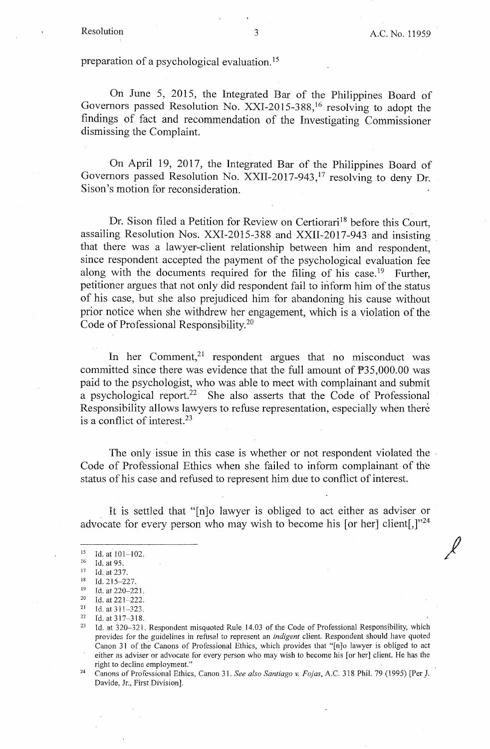preparation of a psychological evaluation.[15]

On June 5, 2015, the Integrated Bar of the Philippines Board of Governors passed Resolution No. XXI-2015-388,[16] resolving to adopt the findings of fact and recommendation of the Investigating Commissioner dismissing the Complaint.

On April 19, 2017, the Integrated Bar of the Philippines Board of Governors passed Resolution No. XXII-2017-943,[17] resolving to deny Dr. Sison's motion for reconsideration.

Dr. Sison filed a Petition for Review on Certiorari[18] before this Court, assailing Resolution Nos. XXI-2015-388 and XXII-2017-943 and insisting that there was a lawyer-client relationship between him and respondent, since respondent accepted the payment of the psychological evaluation fee along with the documents required for the filing of his case.[19] Further, petitioner argues that not only did respondent fail to inform him of the status of his case, but she also prejudiced him for abandoning his cause without prior notice when she withdrew her engagement, which is a violation of the Code of Professional Responsibility.[20]

In her Comment,[21] respondent argues that no misconduct was committed since there was evidence that the full amount of ₱35,000.00 was paid to the psychologist, who was able to meet with complainant and submit a psychological report.[22] She also asserts that the Code of Professional Responsibility allows lawyers to refuse representation, especially when there is a conflict of interest.[23]

The only issue in this case is whether or not respondent violated the Code of Professional Ethics when she failed to inform complainant of the status of his case and refused to represent him due to conflict of interest.

It is settled that "[n]o lawyer is obliged to act either as adviser or advocate for every person who may wish to become his [or her] client[,]"[24]

---

[15] Id. at 101–102.

[16] Id. at 95.

[17] Id. at 237.

[18] Id. 215–227.

[19] Id. at 220–221.

[20] Id. at 221–222.

[21] Id. at 311–323.

[22] Id. at 317–318.

[23] Id. at 320–321. Respondent misquoted Rule 14.03 of the Code of Professional Responsibility, which provides for the guidelines in refusal to represent an *indigent* client. Respondent should have quoted Canon 31 of the Canons of Professional Ethics, which provides that "[n]o lawyer is obliged to act either as adviser or advocate for every person who may wish to become his [or her] client. He has the right to decline employment."

[24] Canons of Professional Ethics, Canon 31. *See also Santiago v. Fojas*, A.C. 318 Phil. 79 (1995) [Per J. Davide, Jr., First Division].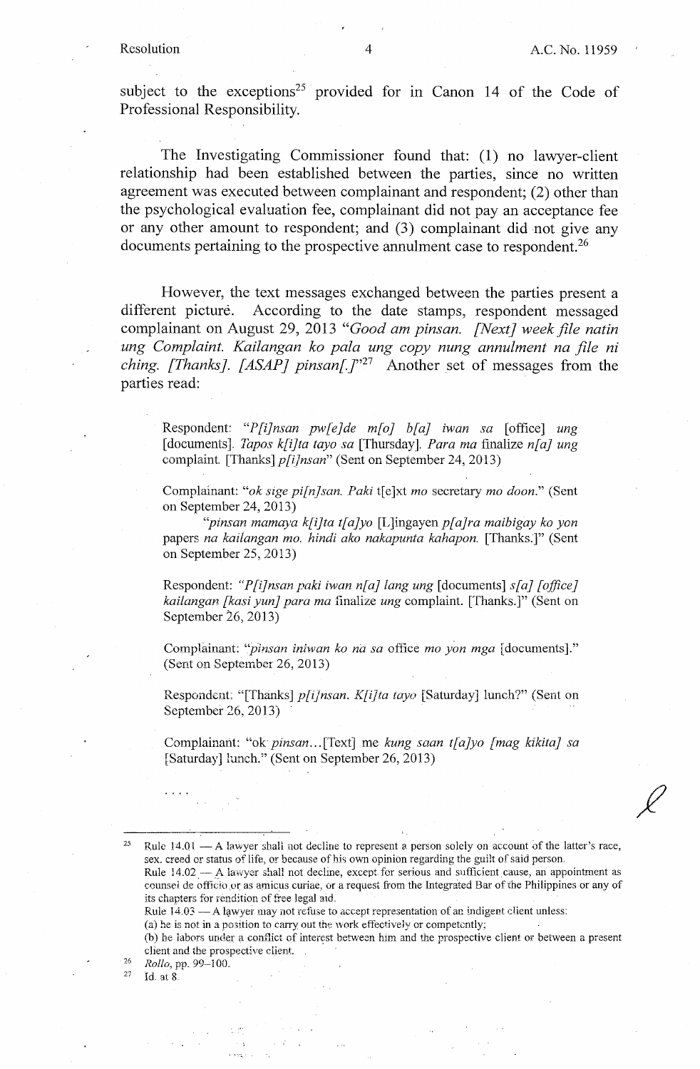subject to the exceptions[25] provided for in Canon 14 of the Code of Professional Responsibility.

The Investigating Commissioner found that: (1) no lawyer-client relationship had been established between the parties, since no written agreement was executed between complainant and respondent; (2) other than the psychological evaluation fee, complainant did not pay an acceptance fee or any other amount to respondent; and (3) complainant did not give any documents pertaining to the prospective annulment case to respondent.[26]

However, the text messages exchanged between the parties present a different picture. According to the date stamps, respondent messaged complainant on August 29, 2013 "*Good am pinsan. [Next] week file natin ung Complaint. Kailangan ko pala ung copy nung annulment na file ni ching. [Thanks]. [ASAP] pinsan[.]*"[27] Another set of messages from the parties read:

> Respondent: "*P[i]nsan pw[e]de m[o] b[a] iwan sa* [office] *ung* [documents]. *Tapos k[i]ta tayo sa* [Thursday]. *Para ma* finalize *n[a] ung* complaint. [Thanks] *p[i]nsan*" (Sent on September 24, 2013)
>
> Complainant: "*ok sige pi[n]san. Paki* t[e]xt *mo* secretary *mo doon.*" (Sent on September 24, 2013)
>
> "*pinsan mamaya k[i]ta t[a]yo* [L]ingayen *p[a]ra maibigay ko yon* papers *na kailangan mo. hindi ako nakapunta kahapon.* [Thanks.]" (Sent on September 25, 2013)
>
> Respondent: "*P[i]nsan paki iwan n[a] lang ung* [documents] *s[a] [office] kailangan [kasi yun] para ma* finalize *ung* complaint. [Thanks.]" (Sent on September 26, 2013)
>
> Complainant: "*pinsan iniwan ko na sa* office *mo yon mga* [documents]." (Sent on September 26, 2013)
>
> Respondent: "[Thanks] *p[i]nsan. K[i]ta tayo* [Saturday] lunch?" (Sent on September 26, 2013)
>
> Complainant: "ok *pinsan*...[Text] me *kung saan t[a]yo [mag kikita] sa* [Saturday] lunch." (Sent on September 26, 2013)
>
> . . . .

---

[25] Rule 14.01 — A lawyer shall not decline to represent a person solely on account of the latter's race, sex. creed or status of life, or because of his own opinion regarding the guilt of said person.
Rule 14.02 — A lawyer shall not decline, except for serious and sufficient cause, an appointment as counsel de officio or as amicus curiae, or a request from the Integrated Bar of the Philippines or any of its chapters for rendition of free legal aid.
Rule 14.03 — A lawyer may not refuse to accept representation of an indigent client unless:
(a) he is not in a position to carry out the work effectively or competently;
(b) he labors under a conflict of interest between him and the prospective client or between a present client and the prospective client.

[26] *Rollo*, pp. 99–100.

[27] Id. at 8.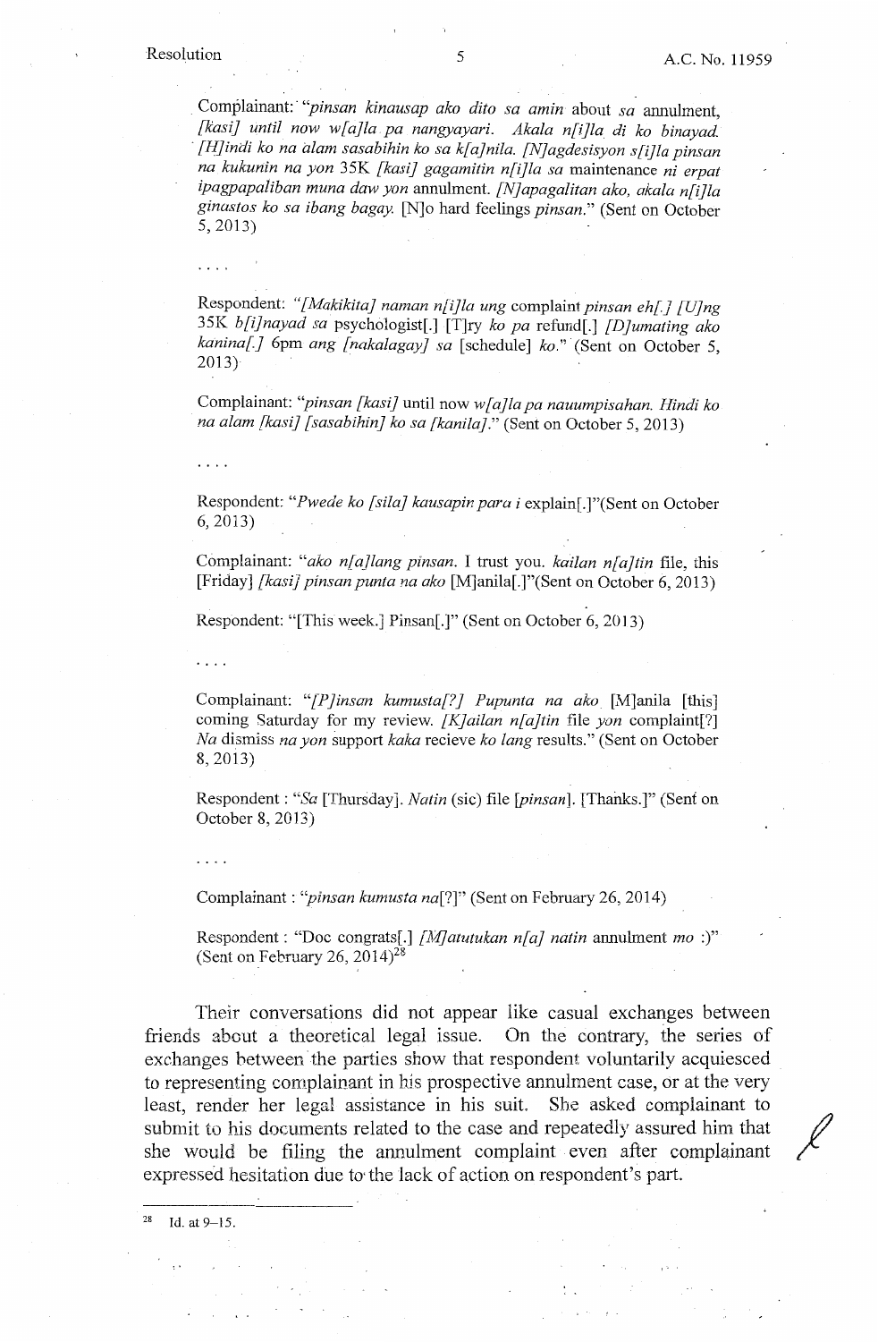Complainant: "*pinsan kinausap ako dito sa amin* about *sa* annulment, *[kasi] until now w[a]la pa nangyayari. Akala n[i]la di ko binayad. [H]indi ko na alam sasabihin ko sa k[a]nila. [N]agdesisyon s[i]la pinsan na kukunin na yon* 35K *[kasi] gagamitin n[i]la sa* maintenance *ni erpat ipagpapaliban muna daw yon* annulment. *[N]apagalitan ako, akala n[i]la ginastos ko sa ibang bagay.* [N]o hard feelings *pinsan*." (Sent on October 5, 2013)

. . . .

Respondent: *"[Makikita] naman n[i]la ung* complaint *pinsan eh[.] [U]ng* 35K *b[i]nayad sa* psychologist[.] [T]ry *ko pa* refund[.] *[D]umating ako kanina[.]* 6pm *ang [nakalagay] sa* [schedule] *ko*." (Sent on October 5, 2013)

Complainant: "*pinsan [kasi]* until now *w[a]la pa nauumpisahan. Hindi ko na alam [kasi] [sasabihin] ko sa [kanila]*." (Sent on October 5, 2013)

. . . .

Respondent: "*Pwede ko [sila] kausapin para i* explain[.]"(Sent on October 6, 2013)

Complainant: "*ako n[a]lang pinsan.* I trust you. *kailan n[a]tin* file, this [Friday] *[kasi] pinsan punta na ako* [M]anila[.]"(Sent on October 6, 2013)

Respondent: "[This week.] Pinsan[.]" (Sent on October 6, 2013)

. . . .

Complainant: "*[P]insan kumusta[?] Pupunta na ako* [M]anila [this] coming Saturday for my review. *[K]ailan n[a]tin* file *yon* complaint[?] *Na* dismiss *na yon* support *kaka* recieve *ko lang* results." (Sent on October 8, 2013)

Respondent : "*Sa* [Thursday]. *Natin* (sic) file [*pinsan*]. [Thanks.]" (Sent on October 8, 2013)

. . . .

Complainant : "*pinsan kumusta na*[?]" (Sent on February 26, 2014)

Respondent : "Doc congrats[.] *[M]atutukan n[a] natin* annulment *mo* :)" (Sent on February 26, 2014)[28]

Their conversations did not appear like casual exchanges between friends about a theoretical legal issue. On the contrary, the series of exchanges between the parties show that respondent voluntarily acquiesced to representing complainant in his prospective annulment case, or at the very least, render her legal assistance in his suit. She asked complainant to submit to his documents related to the case and repeatedly assured him that she would be filing the annulment complaint even after complainant expressed hesitation due to the lack of action on respondent's part.

---

[28] Id. at 9–15.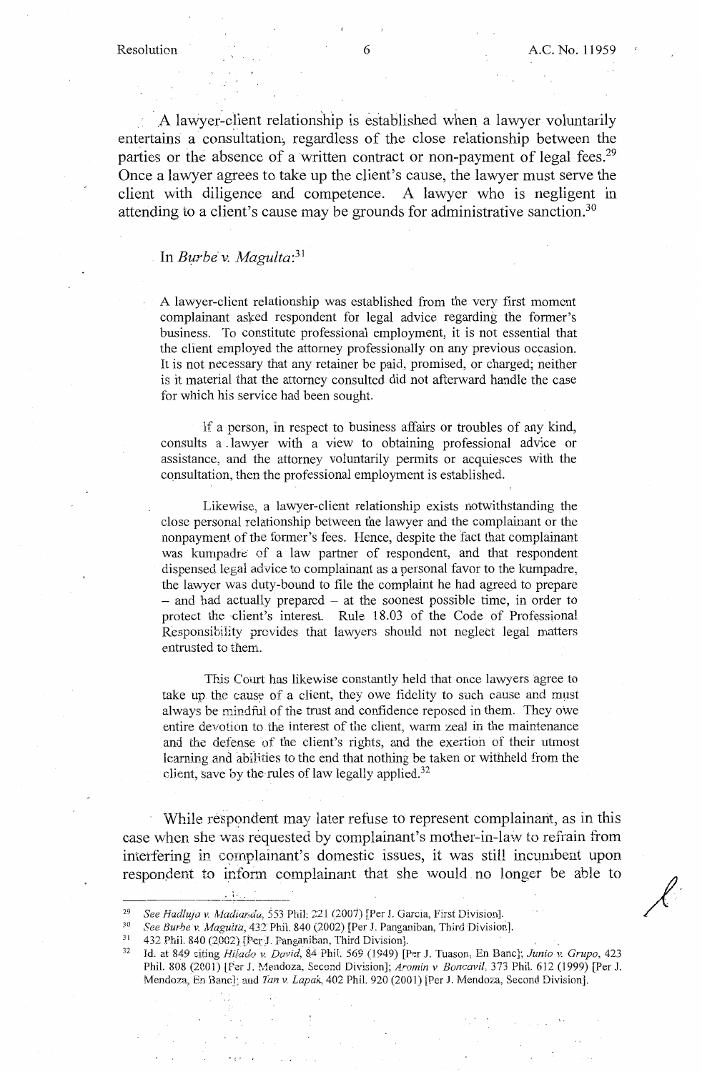A lawyer-client relationship is established when a lawyer voluntarily entertains a consultation, regardless of the close relationship between the parties or the absence of a written contract or non-payment of legal fees.[29] Once a lawyer agrees to take up the client's cause, the lawyer must serve the client with diligence and competence. A lawyer who is negligent in attending to a client's cause may be grounds for administrative sanction.[30]

In *Burbe v. Magulta*:[31]

> A lawyer-client relationship was established from the very first moment complainant asked respondent for legal advice regarding the former's business. To constitute professional employment, it is not essential that the client employed the attorney professionally on any previous occasion. It is not necessary that any retainer be paid, promised, or charged; neither is it material that the attorney consulted did not afterward handle the case for which his service had been sought.
>
> If a person, in respect to business affairs or troubles of any kind, consults a lawyer with a view to obtaining professional advice or assistance, and the attorney voluntarily permits or acquiesces with the consultation, then the professional employment is established.
>
> Likewise, a lawyer-client relationship exists notwithstanding the close personal relationship between the lawyer and the complainant or the nonpayment of the former's fees. Hence, despite the fact that complainant was kumpadre of a law partner of respondent, and that respondent dispensed legal advice to complainant as a personal favor to the kumpadre, the lawyer was duty-bound to file the complaint he had agreed to prepare – and had actually prepared – at the soonest possible time, in order to protect the client's interest. Rule 18.03 of the Code of Professional Responsibility provides that lawyers should not neglect legal matters entrusted to them.
>
> This Court has likewise constantly held that once lawyers agree to take up the cause of a client, they owe fidelity to such cause and must always be mindful of the trust and confidence reposed in them. They owe entire devotion to the interest of the client, warm zeal in the maintenance and the defense of the client's rights, and the exertion of their utmost learning and abilities to the end that nothing be taken or withheld from the client, save by the rules of law legally applied.[32]

While respondent may later refuse to represent complainant, as in this case when she was requested by complainant's mother-in-law to refrain from interfering in complainant's domestic issues, it was still incumbent upon respondent to inform complainant that she would no longer be able to

---

[29] *See Hadluja v. Madianda*, 553 Phil. 221 (2007) [Per J. Garcia, First Division].

[30] *See Burbe v. Magulta*, 432 Phil. 840 (2002) [Per J. Panganiban, Third Division].

[31] 432 Phil. 840 (2002) [Per J. Panganiban, Third Division].

[32] Id. at 849 citing *Hilado v. David*, 84 Phil. 569 (1949) [Per J. Tuason, En Banc]; *Junio v. Grupo*, 423 Phil. 808 (2001) [Per J. Mendoza, Second Division]; *Aromin v. Boncavil*, 373 Phil. 612 (1999) [Per J. Mendoza, En Banc]; and *Tan v. Lapak*, 402 Phil. 920 (2001) [Per J. Mendoza, Second Division].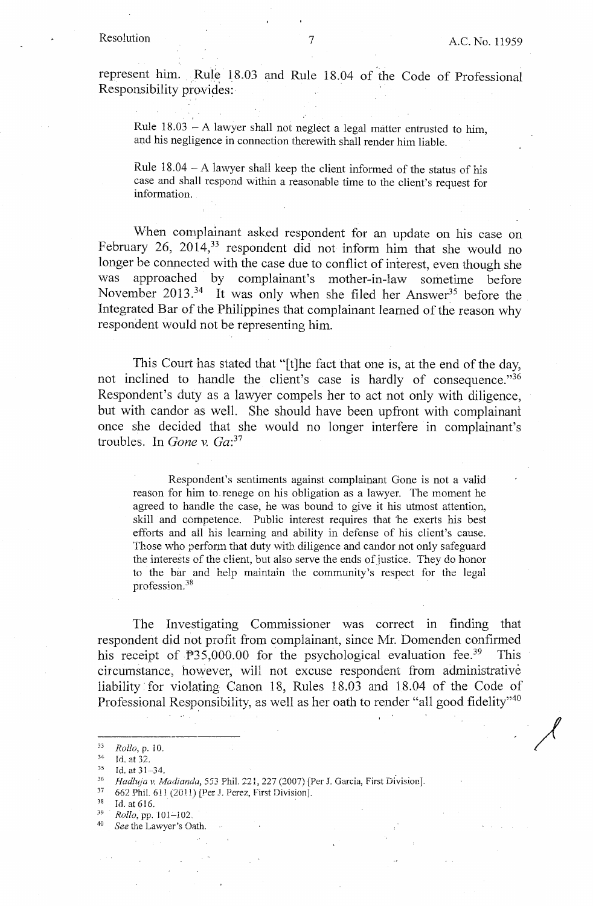represent him. Rule 18.03 and Rule 18.04 of the Code of Professional Responsibility provides:

> Rule 18.03 – A lawyer shall not neglect a legal matter entrusted to him, and his negligence in connection therewith shall render him liable.
>
> Rule 18.04 – A lawyer shall keep the client informed of the status of his case and shall respond within a reasonable time to the client's request for information.

When complainant asked respondent for an update on his case on February 26, 2014,[33] respondent did not inform him that she would no longer be connected with the case due to conflict of interest, even though she was approached by complainant's mother-in-law sometime before November 2013.[34] It was only when she filed her Answer[35] before the Integrated Bar of the Philippines that complainant learned of the reason why respondent would not be representing him.

This Court has stated that "[t]he fact that one is, at the end of the day, not inclined to handle the client's case is hardly of consequence."[36] Respondent's duty as a lawyer compels her to act not only with diligence, but with candor as well. She should have been upfront with complainant once she decided that she would no longer interfere in complainant's troubles. In *Gone v. Ga*:[37]

> Respondent's sentiments against complainant Gone is not a valid reason for him to renege on his obligation as a lawyer. The moment he agreed to handle the case, he was bound to give it his utmost attention, skill and competence. Public interest requires that he exerts his best efforts and all his learning and ability in defense of his client's cause. Those who perform that duty with diligence and candor not only safeguard the interests of the client, but also serve the ends of justice. They do honor to the bar and help maintain the community's respect for the legal profession.[38]

The Investigating Commissioner was correct in finding that respondent did not profit from complainant, since Mr. Domenden confirmed his receipt of ₱35,000.00 for the psychological evaluation fee.[39] This circumstance, however, will not excuse respondent from administrative liability for violating Canon 18, Rules 18.03 and 18.04 of the Code of Professional Responsibility, as well as her oath to render "all good fidelity"[40]

---

[33] *Rollo*, p. 10.
[34] Id. at 32.
[35] Id. at 31–34.
[36] *Hadluja v. Madianda*, 553 Phil. 221, 227 (2007) [Per J. Garcia, First Division].
[37] 662 Phil. 611 (2011) [Per J. Perez, First Division].
[38] Id. at 616.
[39] *Rollo*, pp. 101–102.
[40] *See* the Lawyer's Oath.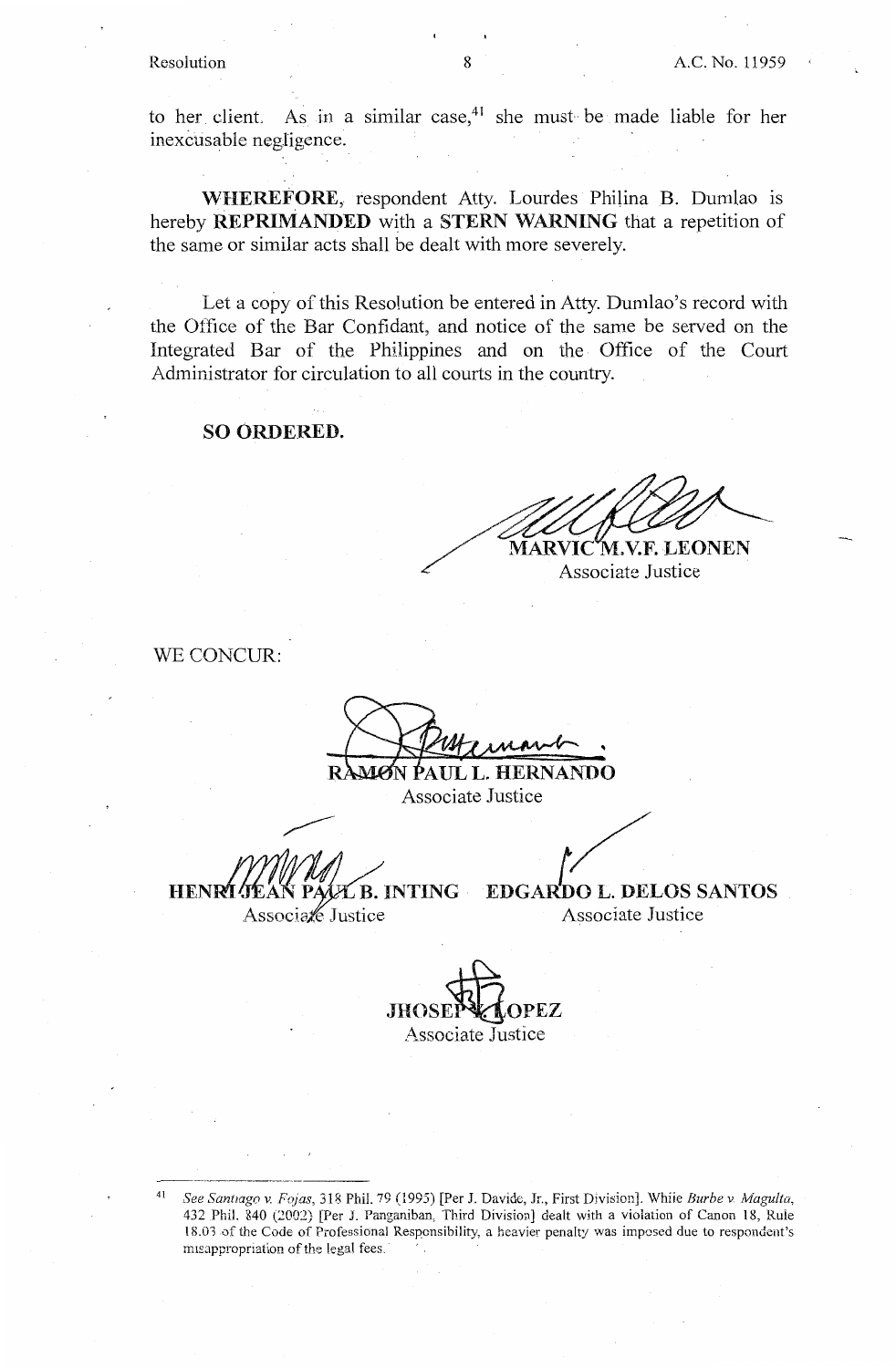to her client. As in a similar case,[41] she must be made liable for her inexcusable negligence.

**WHEREFORE**, respondent Atty. Lourdes Philina B. Dumlao is hereby **REPRIMANDED** with a **STERN WARNING** that a repetition of the same or similar acts shall be dealt with more severely.

Let a copy of this Resolution be entered in Atty. Dumlao's record with the Office of the Bar Confidant, and notice of the same be served on the Integrated Bar of the Philippines and on the Office of the Court Administrator for circulation to all courts in the country.

**SO ORDERED.**

MARVIC M.V.F. LEONEN
Associate Justice

WE CONCUR:

RAMON PAUL L. HERNANDO
Associate Justice

HENRI JEAN PAUL B. INTING
Associate Justice

EDGARDO L. DELOS SANTOS
Associate Justice

JHOSEP Y. LOPEZ
Associate Justice

---

[41] *See Santiago v. Fojas*, 318 Phil. 79 (1995) [Per J. Davide, Jr., First Division]. While *Burbe v. Magulta*, 432 Phil. 840 (2002) [Per J. Panganiban, Third Division] dealt with a violation of Canon 18, Rule 18.03 of the Code of Professional Responsibility, a heavier penalty was imposed due to respondent's misappropriation of the legal fees.